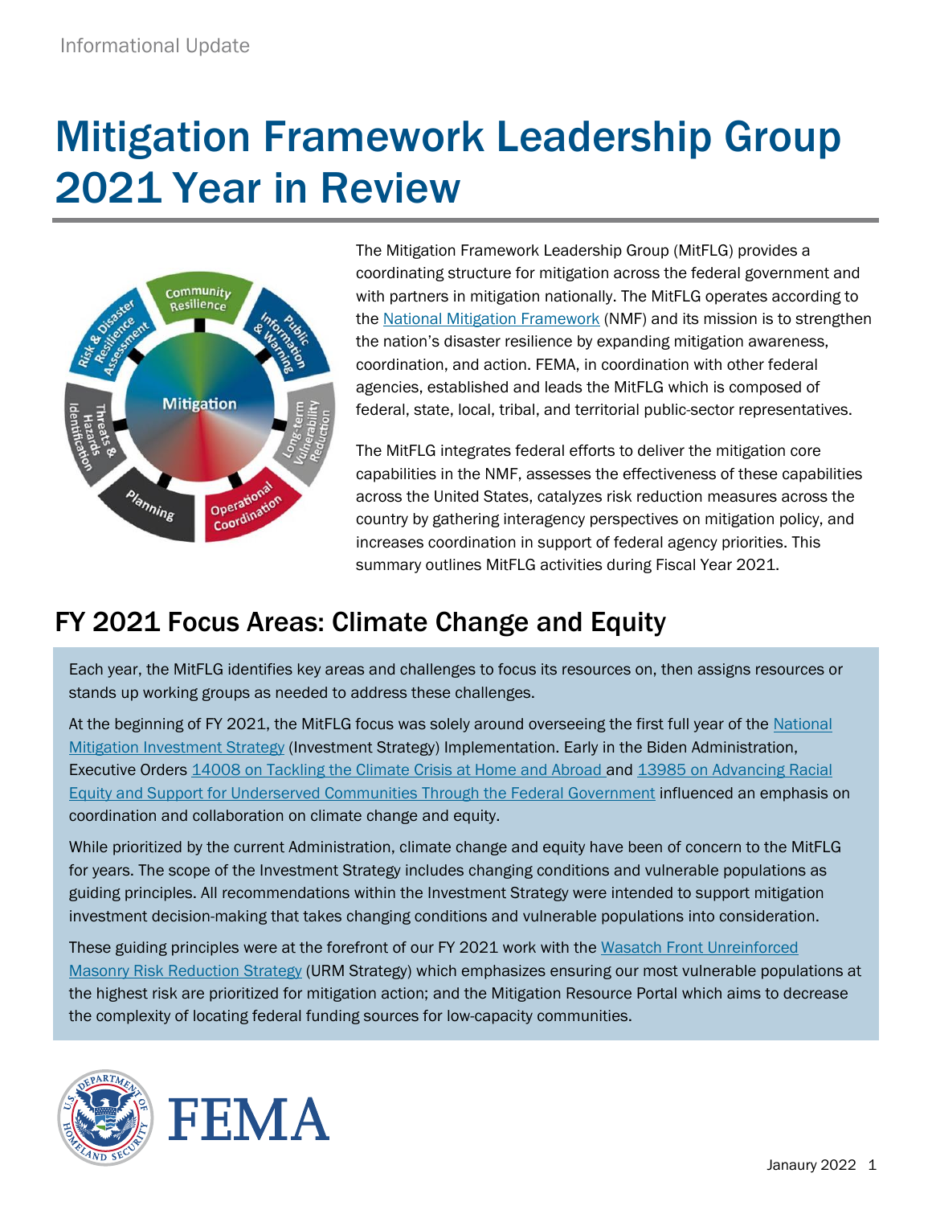Informational Update

# Mitigation Framework Leadership Group 2021 Year in Review

The Mitigation Framework Leadership Group (MitFLG) provides a coordinating structure for mitigation across the federal government and with partners in mitigation nationally. The MitFLG operates according to the National Mitigation Framework (NMF) and its mission is to strengthen the nation's disaster resilience by expanding mitigation awareness, coordination, and action. FEMA, in coordination with other federal agencies, established and leads the MitFLG which is composed of federal, state, local, tribal, and territorial public-sector representatives.

The MitFLG integrates federal efforts to deliver the mitigation core capabilities in the NMF, assesses the effectiveness of these capabilities across the United States, catalyzes risk reduction measures across the country by gathering interagency perspectives on mitigation policy, and increases coordination in support of federal agency priorities. This summary outlines MitFLG activities during Fiscal Year 2021.

## FY 2021 Focus Areas: Climate Change and Equity

Each year, the MitFLG identifies key areas and challenges to focus its resources on, then assigns resources or stands up working groups as needed to address these challenges.

At the beginning of FY 2021, the MitFLG focus was solely around overseeing the first full year of the National Mitigation Investment Strategy (Investment Strategy) Implementation. Early in the Biden Administration, Executive Orders 14008 on Tackling the Climate Crisis at Home and Abroad and 13985 on Advancing Racial Equity and Support for Underserved Communities Through the Federal Government influenced an emphasis on coordination and collaboration on climate change and equity.

While prioritized by the current Administration, climate change and equity have been of concern to the MitFLG for years. The scope of the Investment Strategy includes changing conditions and vulnerable populations as guiding principles. All recommendations within the Investment Strategy were intended to support mitigation investment decision-making that takes changing conditions and vulnerable populations into consideration.

These guiding principles were at the forefront of our FY 2021 work with the Wasatch Front Unreinforced Masonry Risk Reduction Strategy (URM Strategy) which emphasizes ensuring our most vulnerable populations at the highest risk are prioritized for mitigation action; and the Mitigation Resource Portal which aims to decrease the complexity of locating federal funding sources for low-capacity communities.

Janaury 2022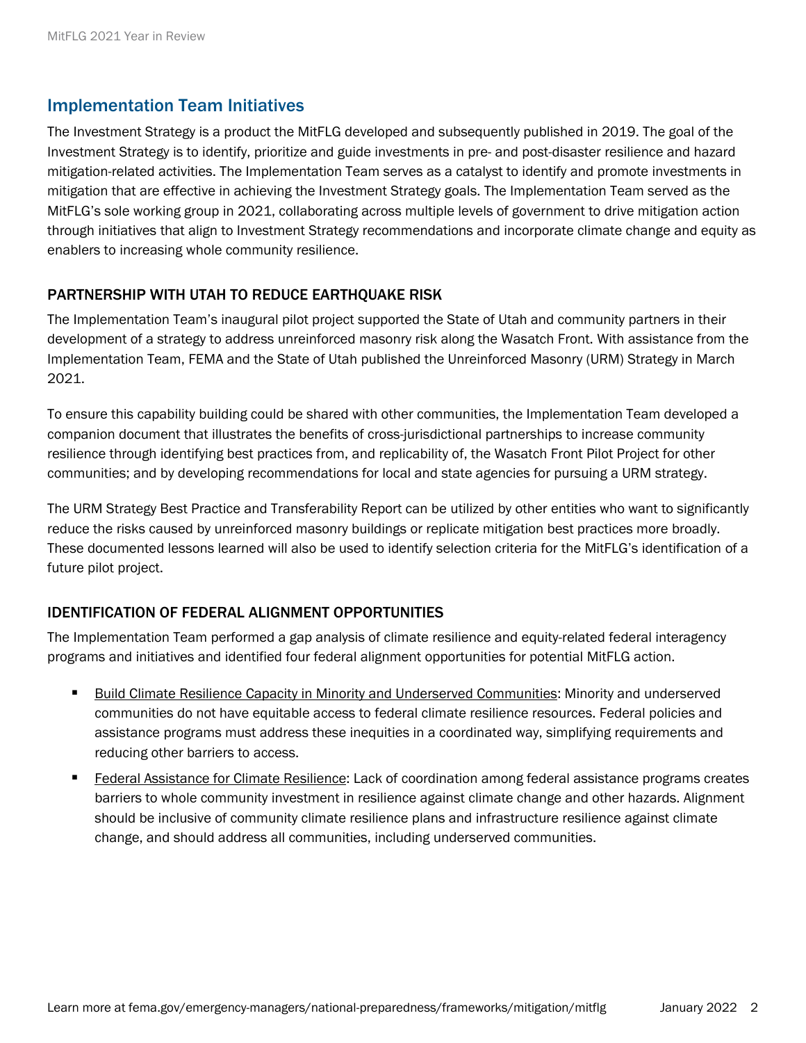## Implementation Team Initiatives

The Investment Strategy is a product the MitFLG developed and subsequently published in 2019. The goal of the Investment Strategy is to identify, prioritize and guide investments in pre- and post-disaster resilience and hazard mitigation-related activities. The Implementation Team serves as a catalyst to identify and promote investments in mitigation that are effective in achieving the Investment Strategy goals. The Implementation Team served as the MitFLG's sole working group in 2021, collaborating across multiple levels of government to drive mitigation action through initiatives that align to Investment Strategy recommendations and incorporate climate change and equity as enablers to increasing whole community resilience.

### PARTNERSHIP WITH UTAH TO REDUCE EARTHQUAKE RISK

The Implementation Team's inaugural pilot project supported the State of Utah and community partners in their development of a strategy to address unreinforced masonry risk along the Wasatch Front. With assistance from the Implementation Team, FEMA and the State of Utah published the Unreinforced Masonry (URM) Strategy in March 2021.

To ensure this capability building could be shared with other communities, the Implementation Team developed a companion document that illustrates the benefits of cross-jurisdictional partnerships to increase community resilience through identifying best practices from, and replicability of, the Wasatch Front Pilot Project for other communities; and by developing recommendations for local and state agencies for pursuing a URM strategy.

The URM Strategy Best Practice and Transferability Report can be utilized by other entities who want to significantly reduce the risks caused by unreinforced masonry buildings or replicate mitigation best practices more broadly. These documented lessons learned will also be used to identify selection criteria for the MitFLG's identification of a future pilot project.

### IDENTIFICATION OF FEDERAL ALIGNMENT OPPORTUNITIES

The Implementation Team performed a gap analysis of climate resilience and equity-related federal interagency programs and initiatives and identified four federal alignment opportunities for potential MitFLG action.

- Build Climate Resilience Capacity in Minority and Underserved Communities: Minority and underserved communities do not have equitable access to federal climate resilience resources. Federal policies and assistance programs must address these inequities in a coordinated way, simplifying requirements and reducing other barriers to access.
- Federal Assistance for Climate Resilience: Lack of coordination among federal assistance programs creates barriers to whole community investment in resilience against climate change and other hazards. Alignment should be inclusive of community climate resilience plans and infrastructure resilience against climate change, and should address all communities, including underserved communities.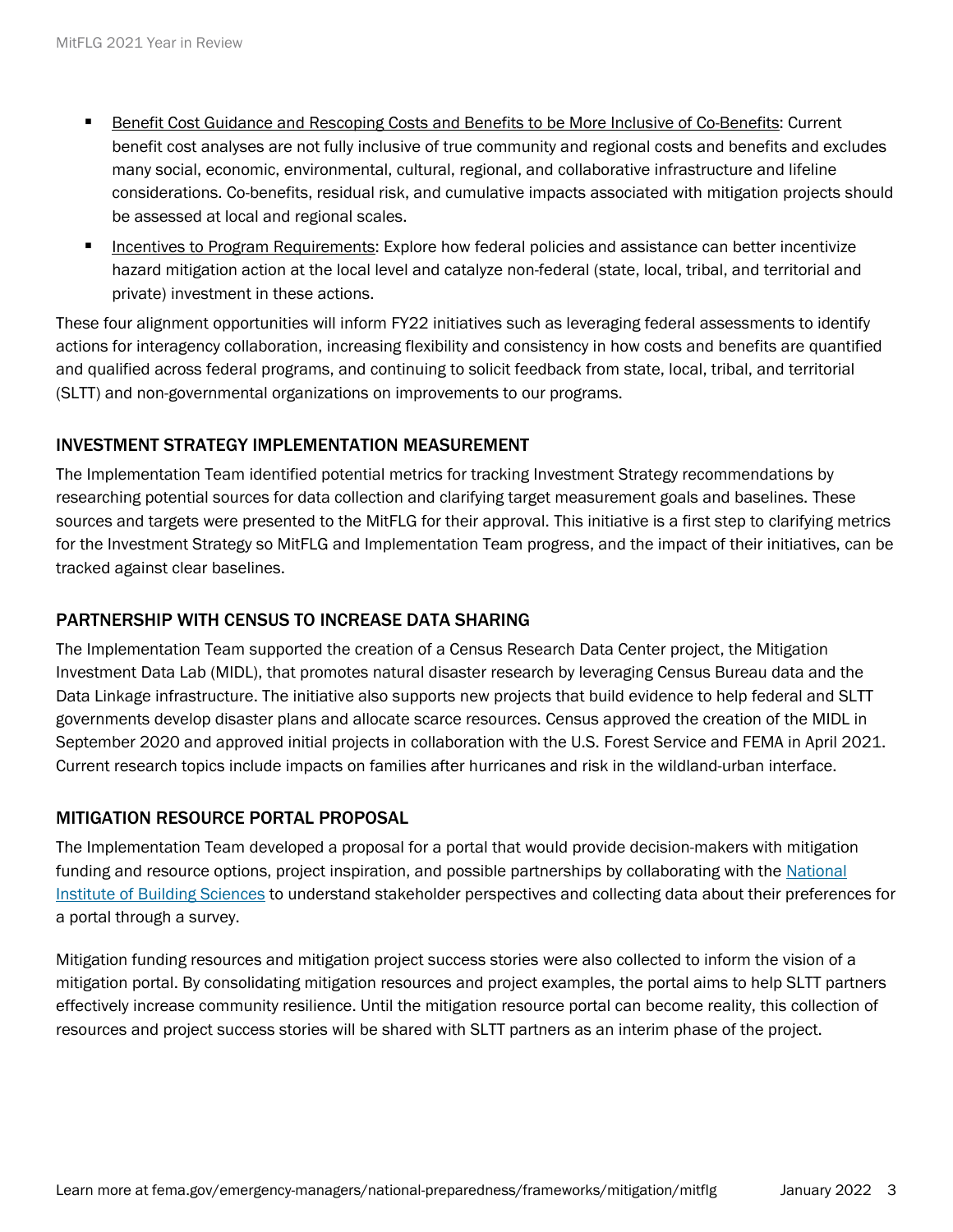- Benefit Cost Guidance and Rescoping Costs and Benefits to be More Inclusive of Co-Benefits: Current benefit cost analyses are not fully inclusive of true community and regional costs and benefits and excludes many social, economic, environmental, cultural, regional, and collaborative infrastructure and lifeline considerations. Co-benefits, residual risk, and cumulative impacts associated with mitigation projects should be assessed at local and regional scales.
- Incentives to Program Requirements: Explore how federal policies and assistance can better incentivize hazard mitigation action at the local level and catalyze non-federal (state, local, tribal, and territorial and private) investment in these actions.

These four alignment opportunities will inform FY22 initiatives such as leveraging federal assessments to identify actions for interagency collaboration, increasing flexibility and consistency in how costs and benefits are quantified and qualified across federal programs, and continuing to solicit feedback from state, local, tribal, and territorial (SLTT) and non-governmental organizations on improvements to our programs.

## INVESTMENT STRATEGY IMPLEMENTATION MEASUREMENT

The Implementation Team identified potential metrics for tracking Investment Strategy recommendations by researching potential sources for data collection and clarifying target measurement goals and baselines. These sources and targets were presented to the MitFLG for their approval. This initiative is a first step to clarifying metrics for the Investment Strategy so MitFLG and Implementation Team progress, and the impact of their initiatives, can be tracked against clear baselines.

## PARTNERSHIP WITH CENSUS TO INCREASE DATA SHARING

The Implementation Team supported the creation of a Census Research Data Center project, the Mitigation Investment Data Lab (MIDL), that promotes natural disaster research by leveraging Census Bureau data and the Data Linkage infrastructure. The initiative also supports new projects that build evidence to help federal and SLTT governments develop disaster plans and allocate scarce resources. Census approved the creation of the MIDL in September 2020 and approved initial projects in collaboration with the U.S. Forest Service and FEMA in April 2021. Current research topics include impacts on families after hurricanes and risk in the wildland-urban interface.

## MITIGATION RESOURCE PORTAL PROPOSAL

The Implementation Team developed a proposal for a portal that would provide decision-makers with mitigation funding and resource options, project inspiration, and possible partnerships by collaborating with the National Institute of Building Sciences to understand stakeholder perspectives and collecting data about their preferences for a portal through a survey.

Mitigation funding resources and mitigation project success stories were also collected to inform the vision of a mitigation portal. By consolidating mitigation resources and project examples, the portal aims to help SLTT partners effectively increase community resilience. Until the mitigation resource portal can become reality, this collection of resources and project success stories will be shared with SLTT partners as an interim phase of the project.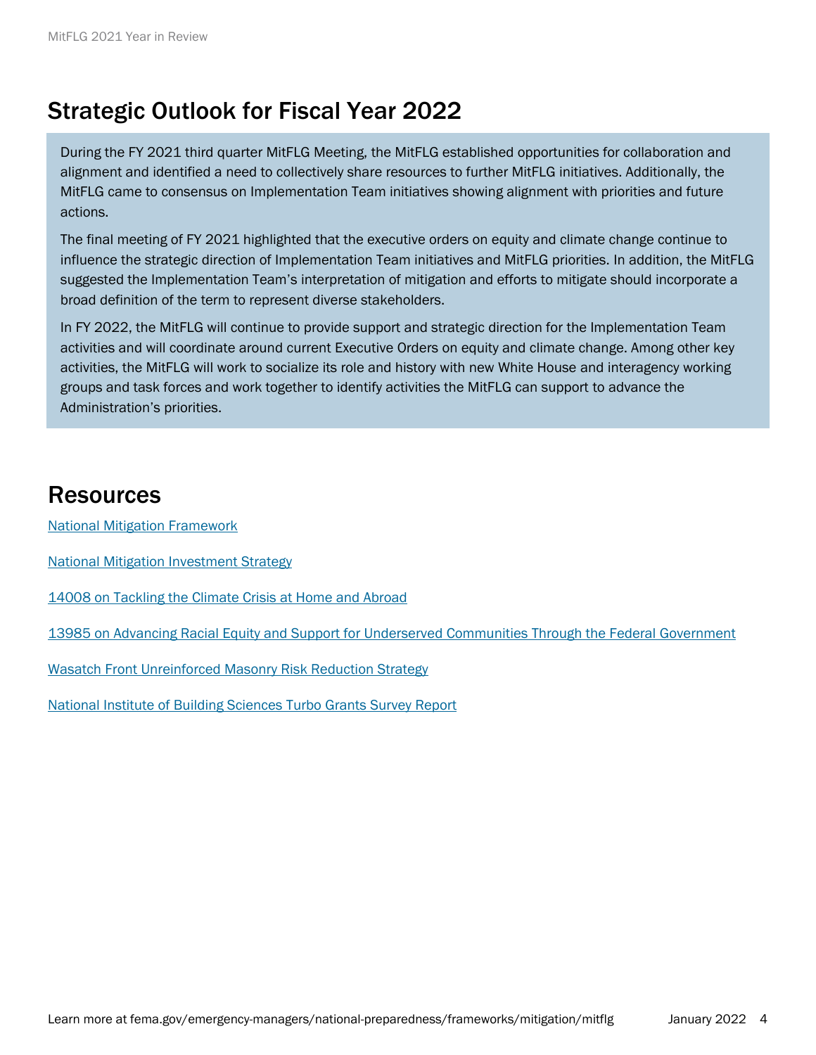## Strategic Outlook for Fiscal Year 2022

During the FY 2021 third quarter MitFLG Meeting, the MitFLG established opportunities for collaboration and alignment and identified a need to collectively share resources to further MitFLG initiatives. Additionally, the MitFLG came to consensus on Implementation Team initiatives showing alignment with priorities and future actions.

The final meeting of FY 2021 highlighted that the executive orders on equity and climate change continue to influence the strategic direction of Implementation Team initiatives and MitFLG priorities. In addition, the MitFLG suggested the Implementation Team's interpretation of mitigation and efforts to mitigate should incorporate a broad definition of the term to represent diverse stakeholders.

In FY 2022, the MitFLG will continue to provide support and strategic direction for the Implementation Team activities and will coordinate around current Executive Orders on equity and climate change. Among other key activities, the MitFLG will work to socialize its role and history with new White House and interagency working groups and task forces and work together to identify activities the MitFLG can support to advance the Administration's priorities.

## Resources

National Mitigation Framework

National Mitigation Investment Strategy

14008 on Tackling the Climate Crisis at Home and Abroad

13985 on Advancing Racial Equity and Support for Underserved Communities Through the Federal Government

Wasatch Front Unreinforced Masonry Risk Reduction Strategy

National Institute of Building Sciences Turbo Grants Survey Report